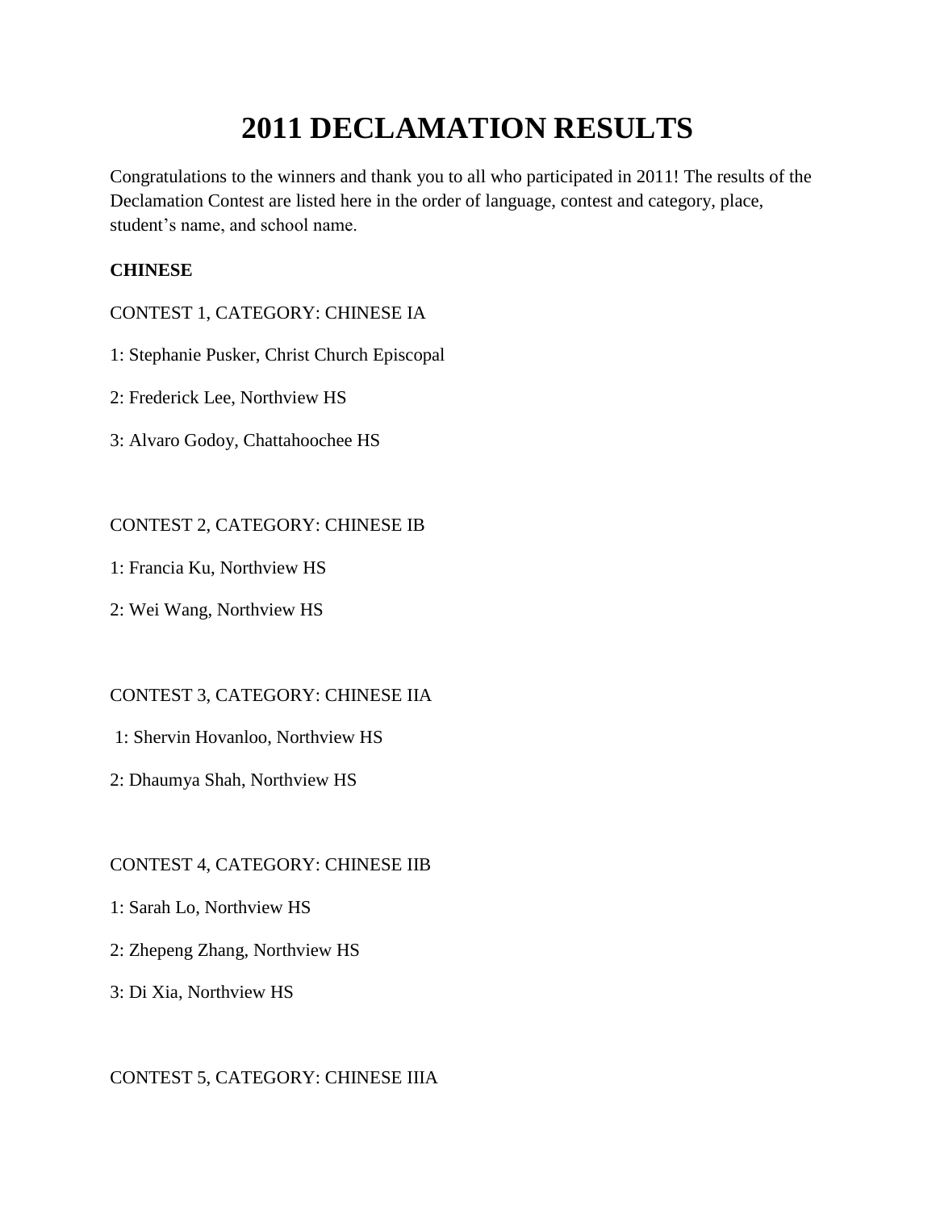# 2011 DECLAMATION RESULTS

Congratulations to the winners and thank you to all who participated in 2011! The results of the Declamation Contest are listed here in the order of language, contest and category, place, student's name, and school name.

**CHINESE**

CONTEST 1, CATEGORY: CHINESE IA

1: Stephanie Pusker, Christ Church Episcopal

2: Frederick Lee, Northview HS

3: Alvaro Godoy, Chattahoochee HS

CONTEST 2, CATEGORY: CHINESE IB

1: Francia Ku, Northview HS

2: Wei Wang, Northview HS

CONTEST 3, CATEGORY: CHINESE IIA

1: Shervin Hovanloo, Northview HS

2: Dhaumya Shah, Northview HS

CONTEST 4, CATEGORY: CHINESE IIB

1: Sarah Lo, Northview HS

2: Zhepeng Zhang, Northview HS

3: Di Xia, Northview HS

CONTEST 5, CATEGORY: CHINESE IIIA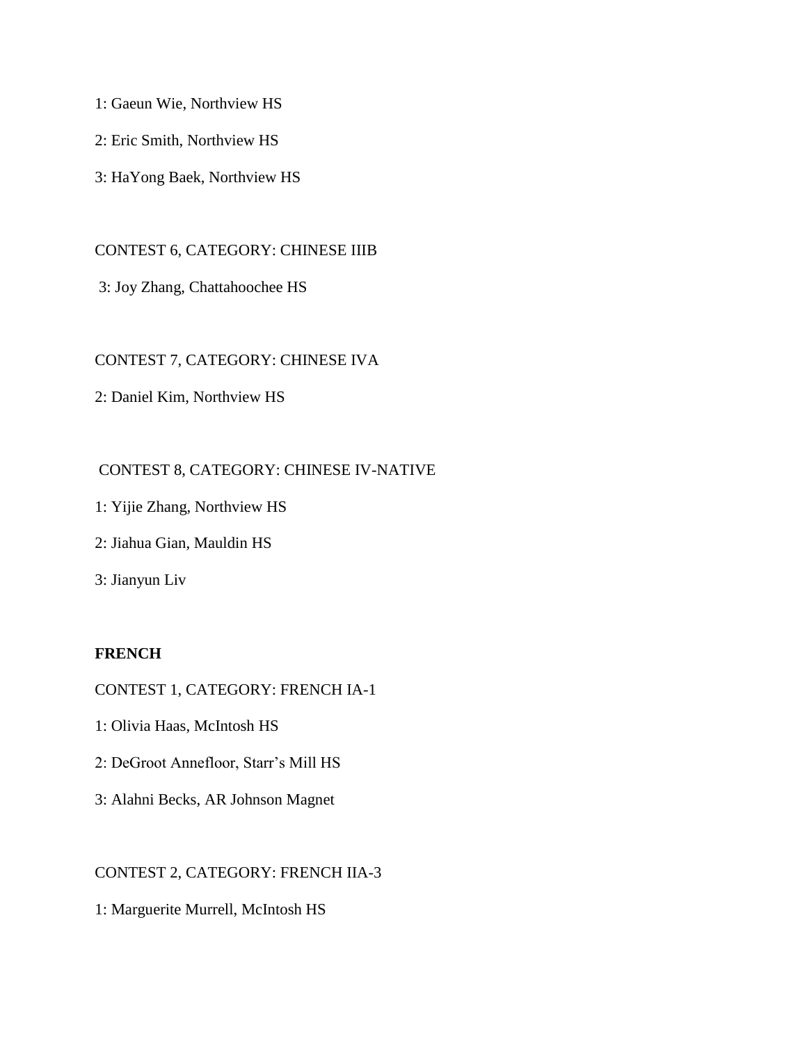1: Gaeun Wie, Northview HS

2: Eric Smith, Northview HS

3: HaYong Baek, Northview HS

CONTEST 6, CATEGORY: CHINESE IIIB

3: Joy Zhang, Chattahoochee HS

CONTEST 7, CATEGORY: CHINESE IVA

2: Daniel Kim, Northview HS

CONTEST 8, CATEGORY: CHINESE IV-NATIVE

1: Yijie Zhang, Northview HS

2: Jiahua Gian, Mauldin HS

3: Jianyun Liv

**FRENCH**

CONTEST 1, CATEGORY: FRENCH IA-1

1: Olivia Haas, McIntosh HS

2: DeGroot Annefloor, Starr's Mill HS

3: Alahni Becks, AR Johnson Magnet

CONTEST 2, CATEGORY: FRENCH IIA-3

1: Marguerite Murrell, McIntosh HS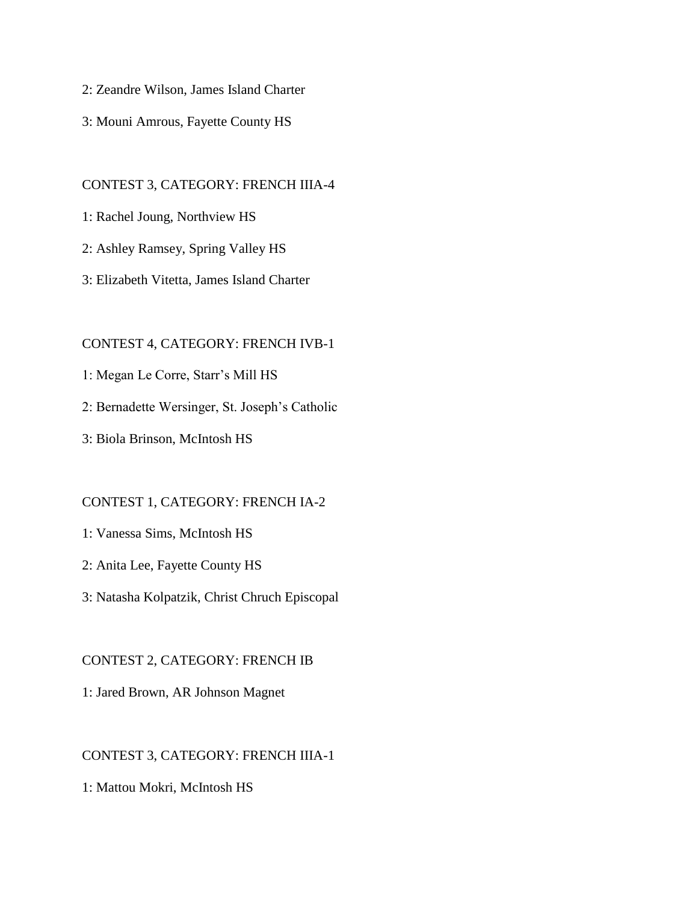2: Zeandre Wilson, James Island Charter

3: Mouni Amrous, Fayette County HS

CONTEST 3, CATEGORY: FRENCH IIIA-4

1: Rachel Joung, Northview HS

2: Ashley Ramsey, Spring Valley HS

3: Elizabeth Vitetta, James Island Charter

CONTEST 4, CATEGORY: FRENCH IVB-1

1: Megan Le Corre, Starr's Mill HS

2: Bernadette Wersinger, St. Joseph's Catholic

3: Biola Brinson, McIntosh HS

CONTEST 1, CATEGORY: FRENCH IA-2

1: Vanessa Sims, McIntosh HS

2: Anita Lee, Fayette County HS

3: Natasha Kolpatzik, Christ Chruch Episcopal

CONTEST 2, CATEGORY: FRENCH IB

1: Jared Brown, AR Johnson Magnet

CONTEST 3, CATEGORY: FRENCH IIIA-1

1: Mattou Mokri, McIntosh HS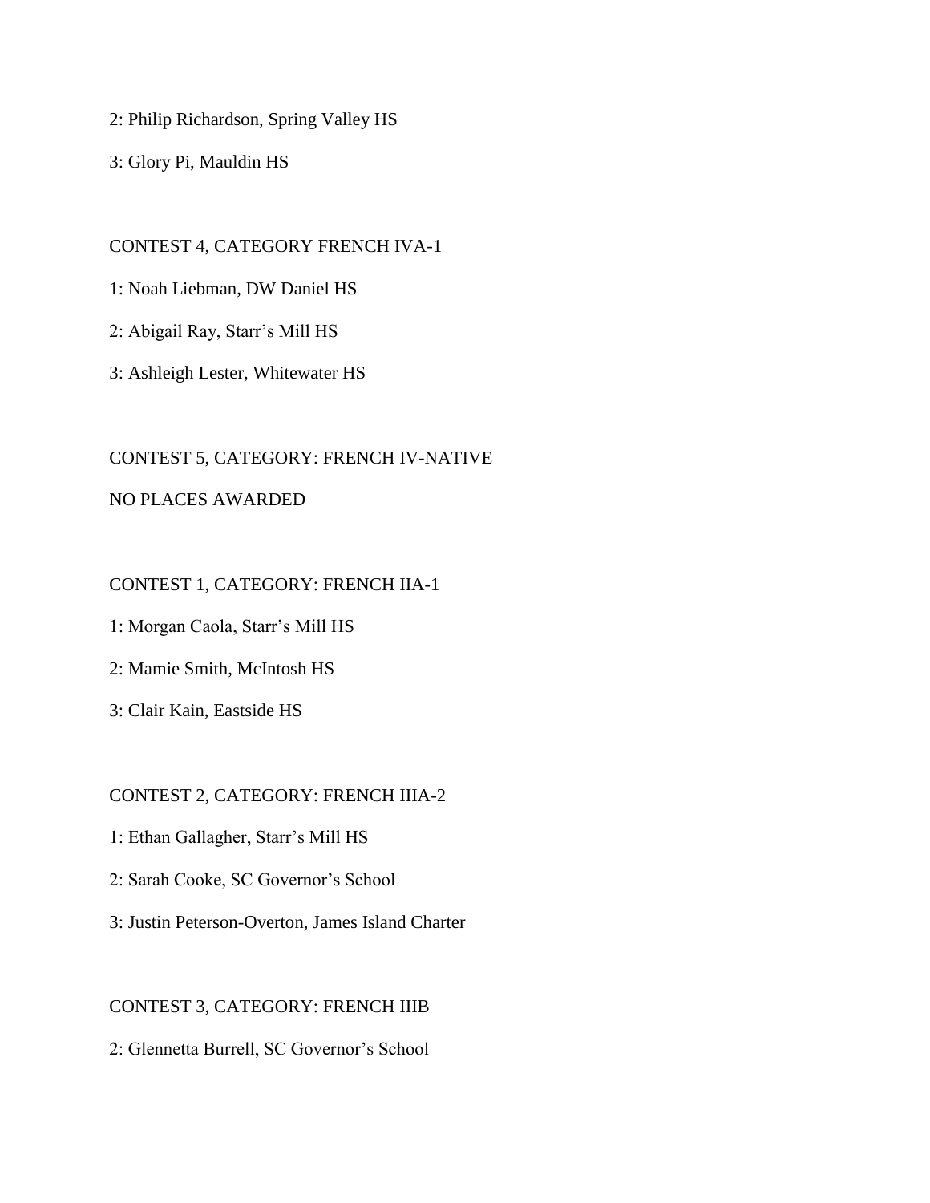2: Philip Richardson, Spring Valley HS

3: Glory Pi, Mauldin HS

CONTEST 4, CATEGORY FRENCH IVA-1

1: Noah Liebman, DW Daniel HS

2: Abigail Ray, Starr's Mill HS

3: Ashleigh Lester, Whitewater HS

CONTEST 5, CATEGORY: FRENCH IV-NATIVE

NO PLACES AWARDED

CONTEST 1, CATEGORY: FRENCH IIA-1

1: Morgan Caola, Starr's Mill HS

2: Mamie Smith, McIntosh HS

3: Clair Kain, Eastside HS

CONTEST 2, CATEGORY: FRENCH IIIA-2

1: Ethan Gallagher, Starr's Mill HS

2: Sarah Cooke, SC Governor's School

3: Justin Peterson-Overton, James Island Charter

CONTEST 3, CATEGORY: FRENCH IIIB

2: Glennetta Burrell, SC Governor's School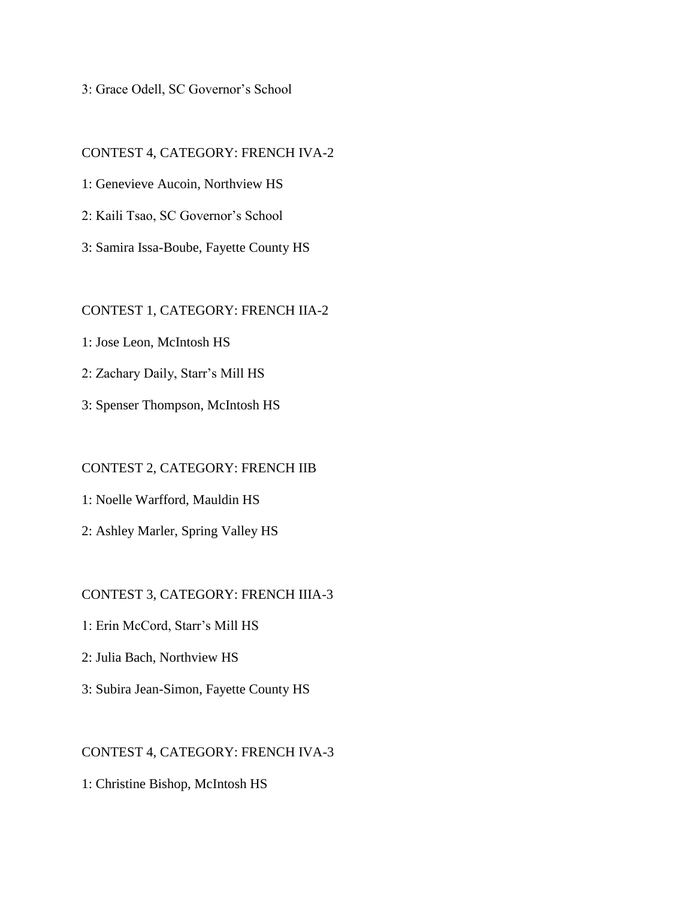3: Grace Odell, SC Governor’s School

CONTEST 4, CATEGORY: FRENCH IVA-2

1: Genevieve Aucoin, Northview HS

2: Kaili Tsao, SC Governor’s School

3: Samira Issa-Boube, Fayette County HS

CONTEST 1, CATEGORY: FRENCH IIA-2

1: Jose Leon, McIntosh HS

2: Zachary Daily, Starr’s Mill HS

3: Spenser Thompson, McIntosh HS

CONTEST 2, CATEGORY: FRENCH IIB

1: Noelle Warfford, Mauldin HS

2: Ashley Marler, Spring Valley HS

CONTEST 3, CATEGORY: FRENCH IIIA-3

1: Erin McCord, Starr’s Mill HS

2: Julia Bach, Northview HS

3: Subira Jean-Simon, Fayette County HS

CONTEST 4, CATEGORY: FRENCH IVA-3

1: Christine Bishop, McIntosh HS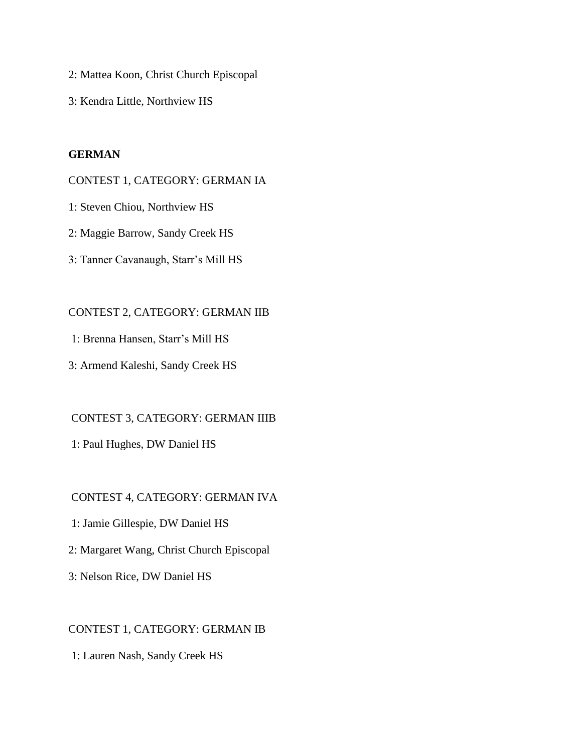2: Mattea Koon, Christ Church Episcopal

3: Kendra Little, Northview HS

**GERMAN**

CONTEST 1, CATEGORY: GERMAN IA

1: Steven Chiou, Northview HS

2: Maggie Barrow, Sandy Creek HS

3: Tanner Cavanaugh, Starr's Mill HS

CONTEST 2, CATEGORY: GERMAN IIB

1: Brenna Hansen, Starr's Mill HS

3: Armend Kaleshi, Sandy Creek HS

CONTEST 3, CATEGORY: GERMAN IIIB

1: Paul Hughes, DW Daniel HS

CONTEST 4, CATEGORY: GERMAN IVA

1: Jamie Gillespie, DW Daniel HS

2: Margaret Wang, Christ Church Episcopal

3: Nelson Rice, DW Daniel HS

CONTEST 1, CATEGORY: GERMAN IB

1: Lauren Nash, Sandy Creek HS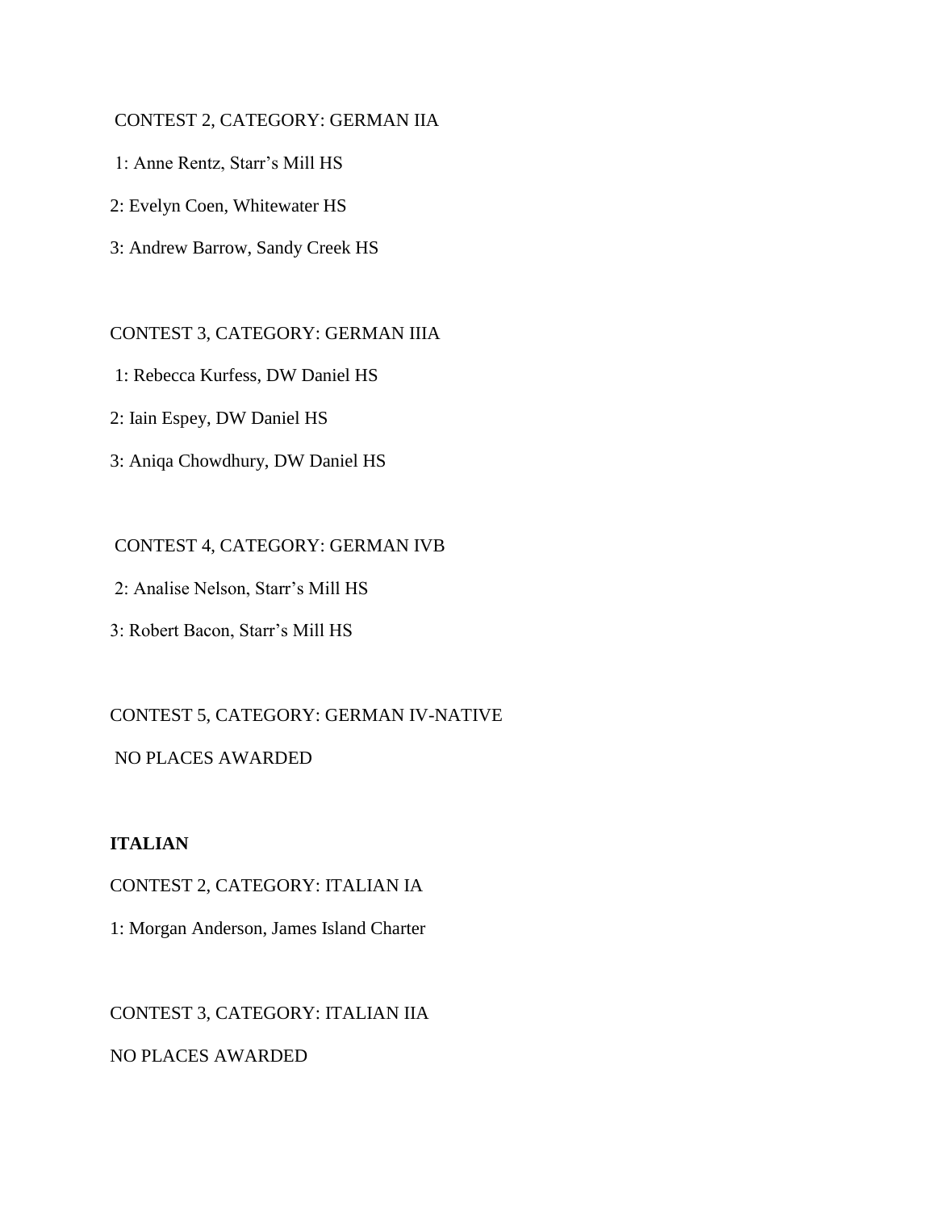CONTEST 2, CATEGORY: GERMAN IIA

1: Anne Rentz, Starr's Mill HS

2: Evelyn Coen, Whitewater HS

3: Andrew Barrow, Sandy Creek HS

CONTEST 3, CATEGORY: GERMAN IIIA

1: Rebecca Kurfess, DW Daniel HS

2: Iain Espey, DW Daniel HS

3: Aniqa Chowdhury, DW Daniel HS

CONTEST 4, CATEGORY: GERMAN IVB

2: Analise Nelson, Starr's Mill HS

3: Robert Bacon, Starr's Mill HS

CONTEST 5, CATEGORY: GERMAN IV-NATIVE

NO PLACES AWARDED

**ITALIAN**

CONTEST 2, CATEGORY: ITALIAN IA

1: Morgan Anderson, James Island Charter

CONTEST 3, CATEGORY: ITALIAN IIA

NO PLACES AWARDED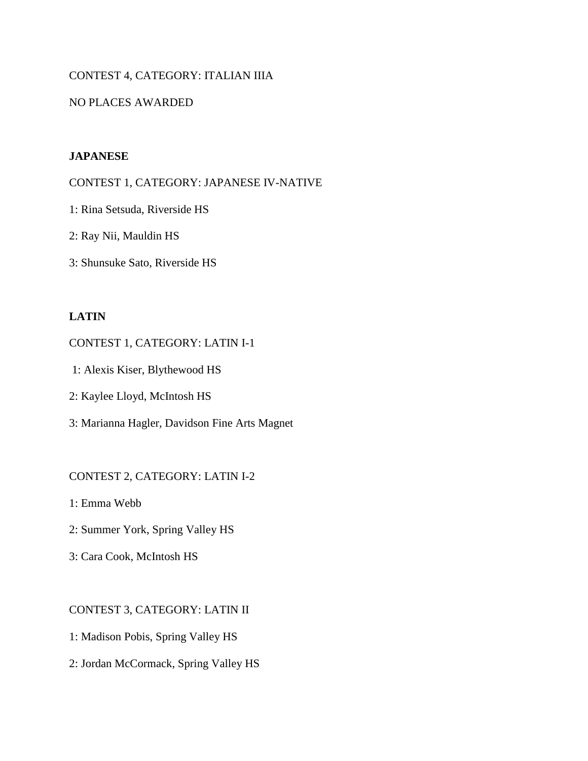CONTEST 4, CATEGORY: ITALIAN IIIA

NO PLACES AWARDED

**JAPANESE**

CONTEST 1, CATEGORY: JAPANESE IV-NATIVE

1: Rina Setsuda, Riverside HS

2: Ray Nii, Mauldin HS

3: Shunsuke Sato, Riverside HS

**LATIN**

CONTEST 1, CATEGORY: LATIN I-1

1: Alexis Kiser, Blythewood HS

2: Kaylee Lloyd, McIntosh HS

3: Marianna Hagler, Davidson Fine Arts Magnet

CONTEST 2, CATEGORY: LATIN I-2

1: Emma Webb

2: Summer York, Spring Valley HS

3: Cara Cook, McIntosh HS

CONTEST 3, CATEGORY: LATIN II

1: Madison Pobis, Spring Valley HS

2: Jordan McCormack, Spring Valley HS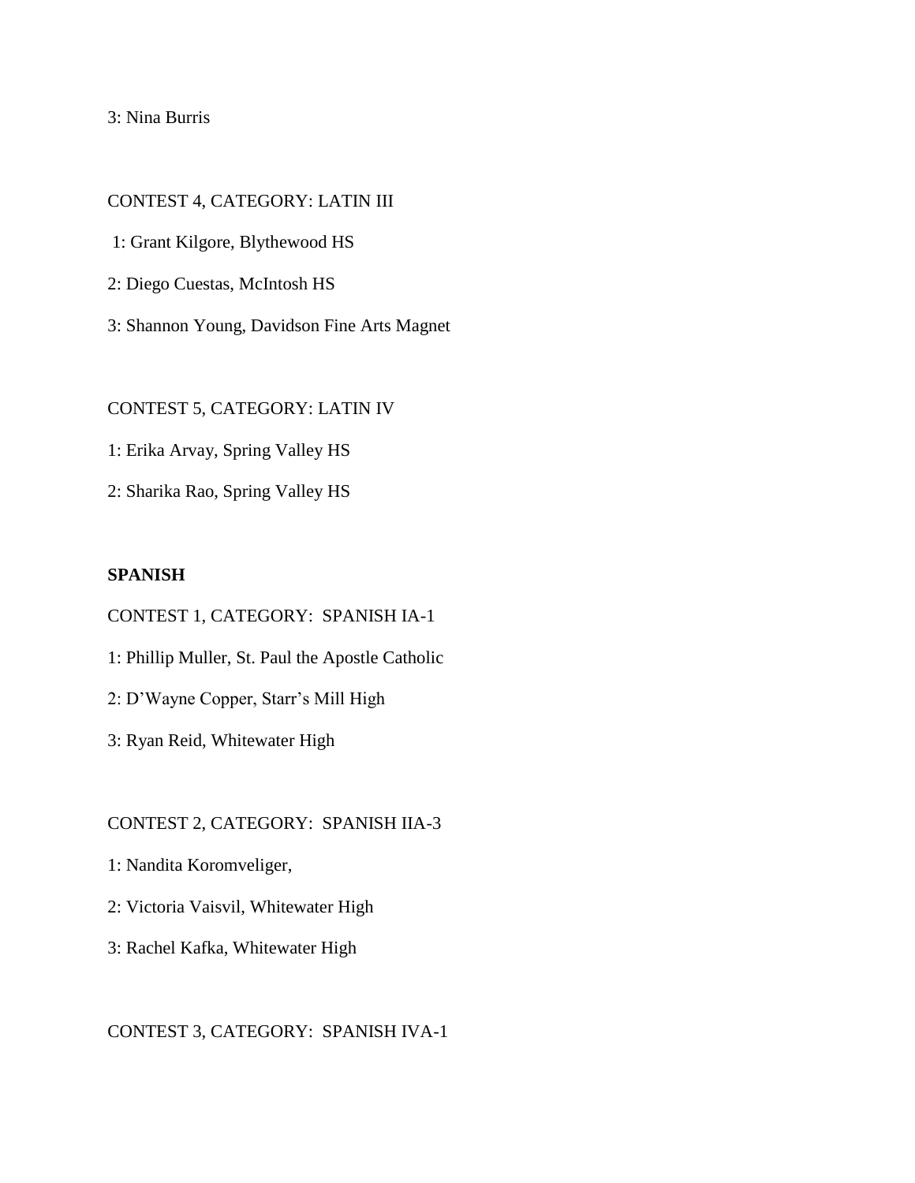3: Nina Burris

CONTEST 4, CATEGORY: LATIN III

1: Grant Kilgore, Blythewood HS

2: Diego Cuestas, McIntosh HS

3: Shannon Young, Davidson Fine Arts Magnet

CONTEST 5, CATEGORY: LATIN IV

1: Erika Arvay, Spring Valley HS

2: Sharika Rao, Spring Valley HS

**SPANISH**

CONTEST 1, CATEGORY: SPANISH IA-1

1: Phillip Muller, St. Paul the Apostle Catholic

2: D'Wayne Copper, Starr's Mill High

3: Ryan Reid, Whitewater High

CONTEST 2, CATEGORY: SPANISH IIA-3

1: Nandita Koromveliger,

2: Victoria Vaisvil, Whitewater High

3: Rachel Kafka, Whitewater High

CONTEST 3, CATEGORY: SPANISH IVA-1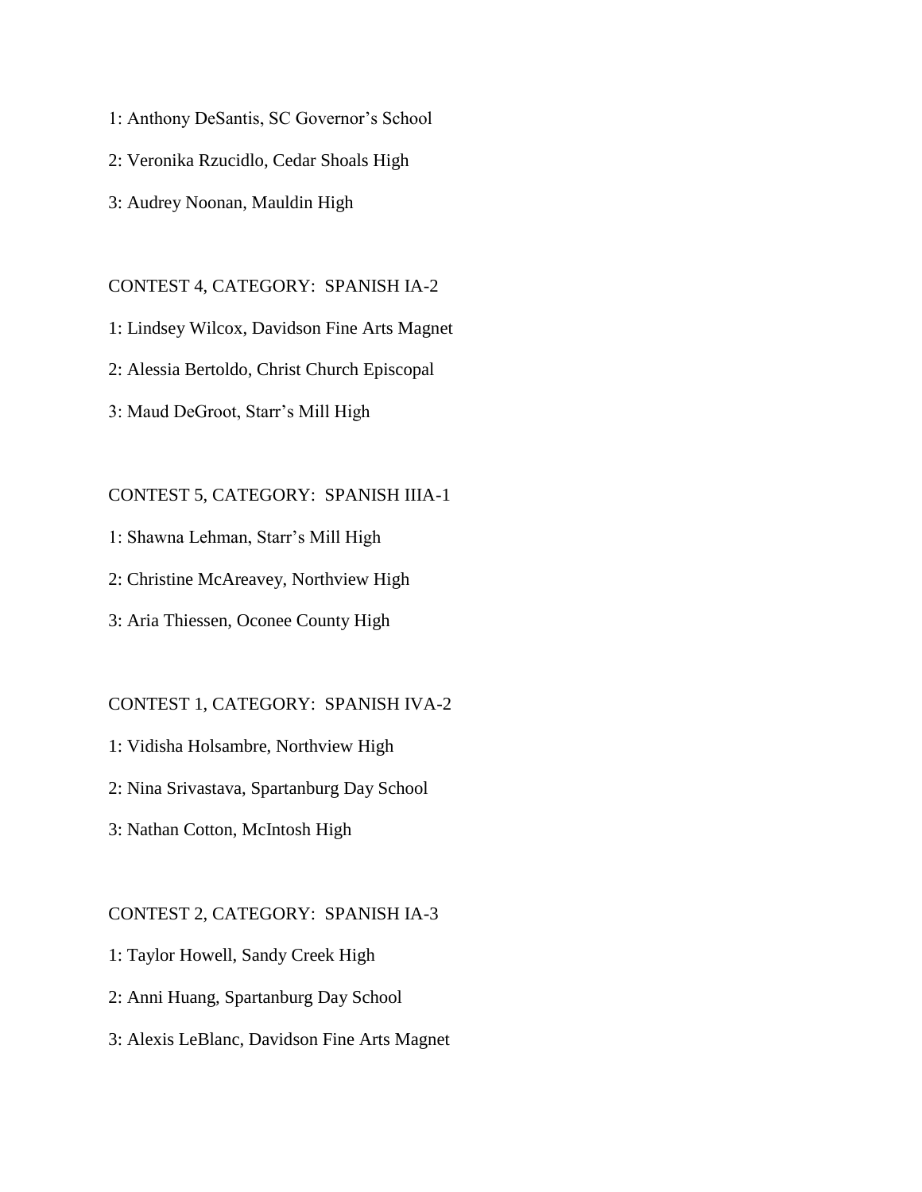1: Anthony DeSantis, SC Governor's School

2: Veronika Rzucidlo, Cedar Shoals High

3: Audrey Noonan, Mauldin High

CONTEST 4, CATEGORY: SPANISH IA-2

1: Lindsey Wilcox, Davidson Fine Arts Magnet

2: Alessia Bertoldo, Christ Church Episcopal

3: Maud DeGroot, Starr's Mill High

CONTEST 5, CATEGORY: SPANISH IIIA-1

1: Shawna Lehman, Starr's Mill High

2: Christine McAreavey, Northview High

3: Aria Thiessen, Oconee County High

CONTEST 1, CATEGORY: SPANISH IVA-2

1: Vidisha Holsambre, Northview High

2: Nina Srivastava, Spartanburg Day School

3: Nathan Cotton, McIntosh High

CONTEST 2, CATEGORY: SPANISH IA-3

1: Taylor Howell, Sandy Creek High

2: Anni Huang, Spartanburg Day School

3: Alexis LeBlanc, Davidson Fine Arts Magnet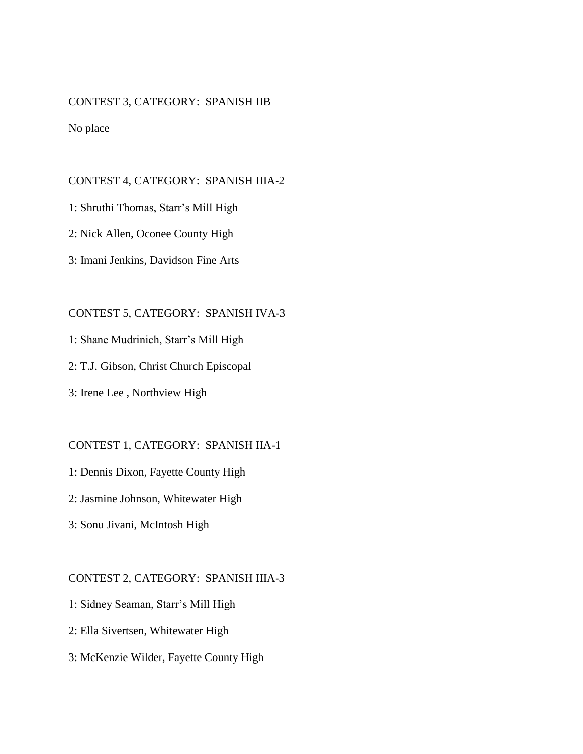CONTEST 3, CATEGORY: SPANISH IIB

No place

CONTEST 4, CATEGORY: SPANISH IIIA-2

1: Shruthi Thomas, Starr's Mill High

2: Nick Allen, Oconee County High

3: Imani Jenkins, Davidson Fine Arts

CONTEST 5, CATEGORY: SPANISH IVA-3

1: Shane Mudrinich, Starr's Mill High

2: T.J. Gibson, Christ Church Episcopal

3: Irene Lee , Northview High

CONTEST 1, CATEGORY: SPANISH IIA-1

1: Dennis Dixon, Fayette County High

2: Jasmine Johnson, Whitewater High

3: Sonu Jivani, McIntosh High

CONTEST 2, CATEGORY: SPANISH IIIA-3

1: Sidney Seaman, Starr's Mill High

2: Ella Sivertsen, Whitewater High

3: McKenzie Wilder, Fayette County High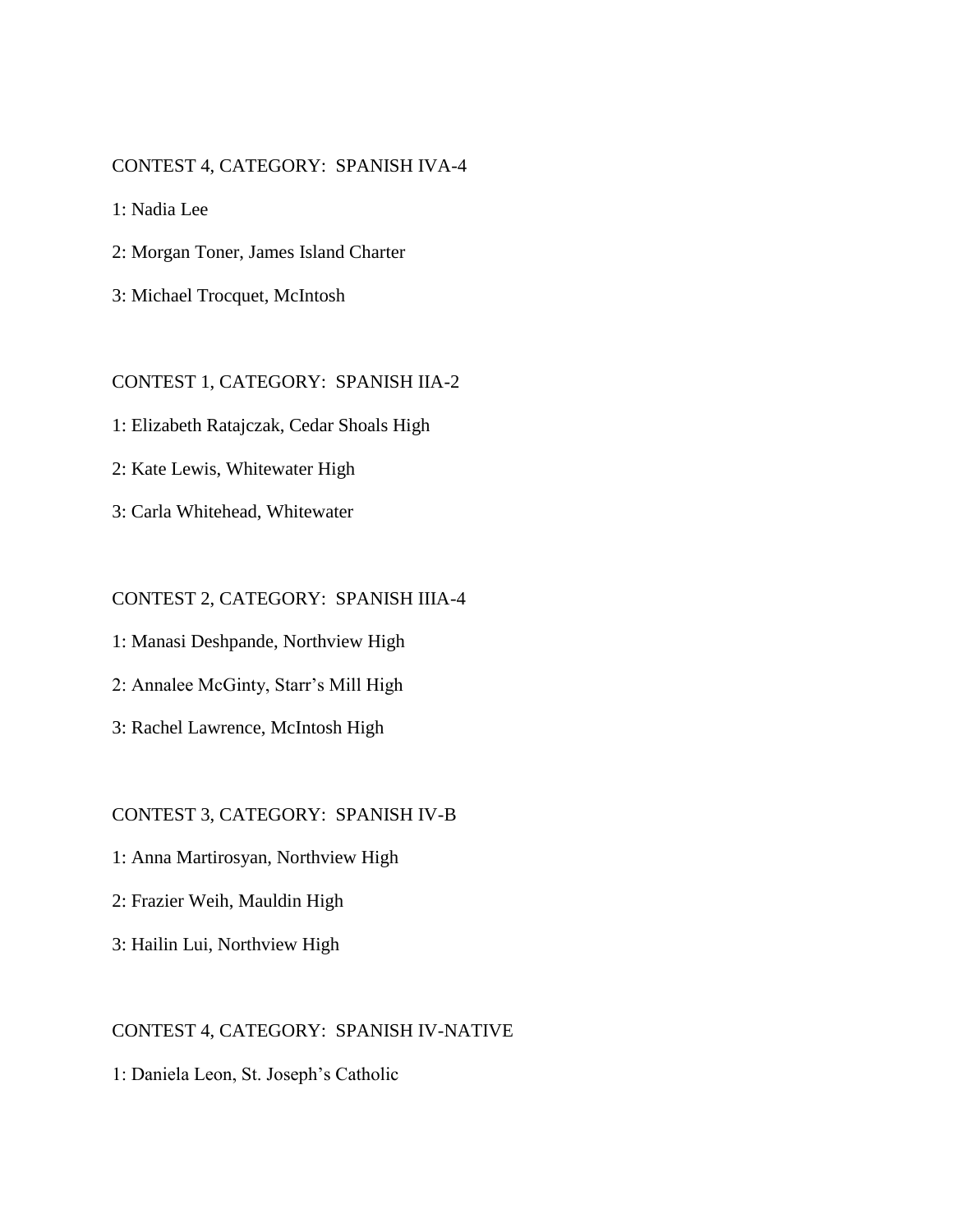CONTEST 4, CATEGORY:  SPANISH IVA-4

1: Nadia Lee

2: Morgan Toner, James Island Charter

3: Michael Trocquet, McIntosh

CONTEST 1, CATEGORY:  SPANISH IIA-2

1: Elizabeth Ratajczak, Cedar Shoals High

2: Kate Lewis, Whitewater High

3: Carla Whitehead, Whitewater

CONTEST 2, CATEGORY:  SPANISH IIIA-4

1: Manasi Deshpande, Northview High

2: Annalee McGinty, Starr's Mill High

3: Rachel Lawrence, McIntosh High

CONTEST 3, CATEGORY:  SPANISH IV-B

1: Anna Martirosyan, Northview High

2: Frazier Weih, Mauldin High

3: Hailin Lui, Northview High

CONTEST 4, CATEGORY:  SPANISH IV-NATIVE

1: Daniela Leon, St. Joseph's Catholic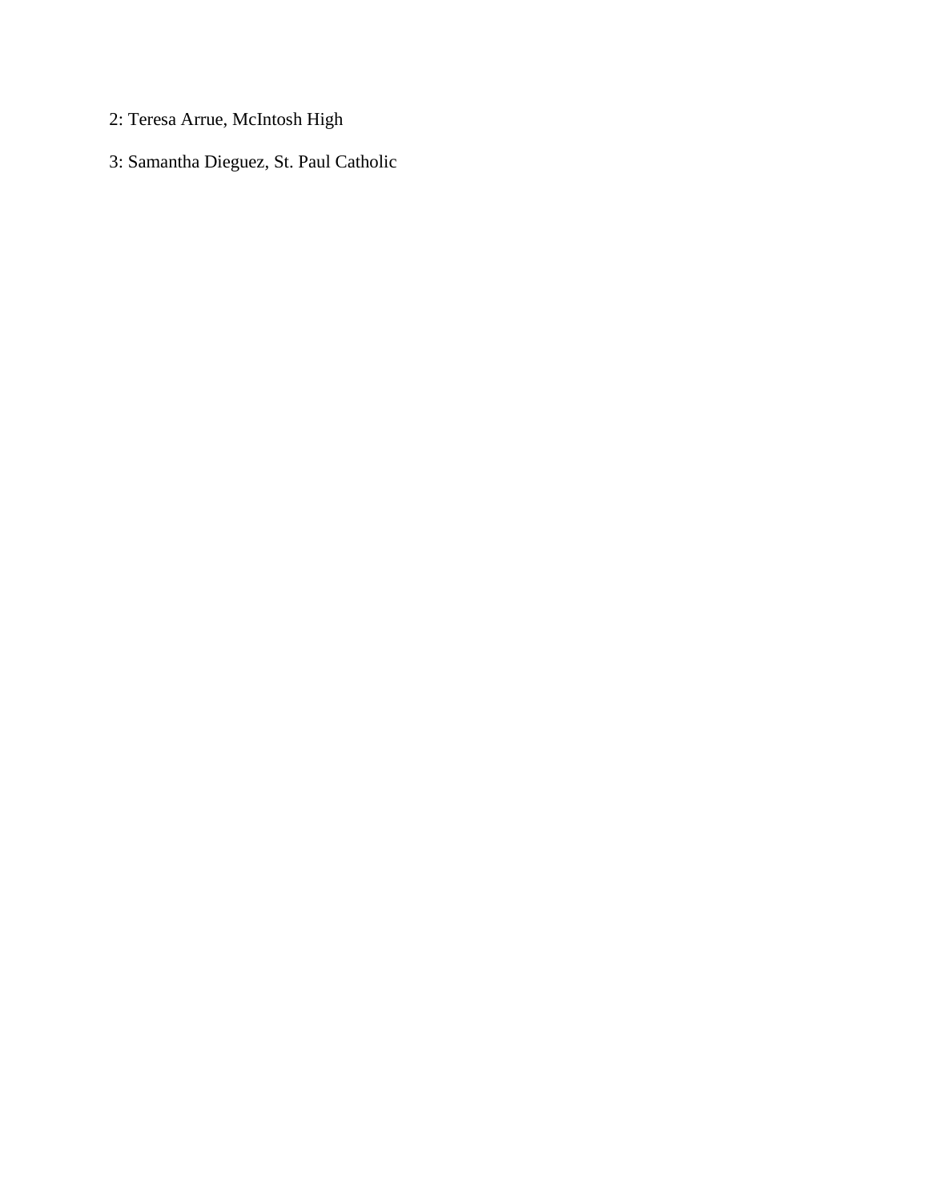2: Teresa Arrue, McIntosh High

3: Samantha Dieguez, St. Paul Catholic